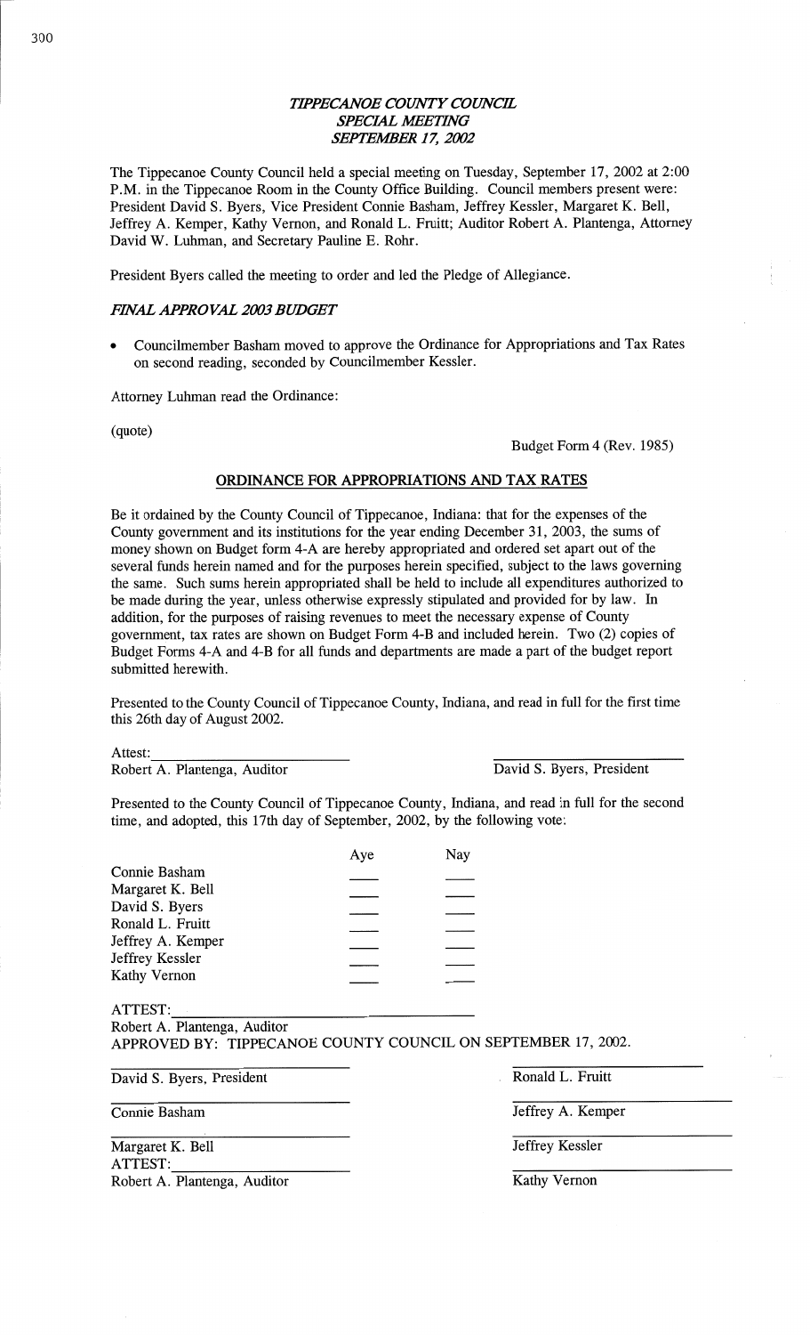# *TIPPECANOE COUNTY COUNCIL*
## *SPECIAL MEETING*
## *SEPTEMBER 17, 2002*

The Tippecanoe County Council held a special meeting on Tuesday, September 17, 2002 at 2:00 P.M. in the Tippecanoe Room in the County Office Building. Council members present were: President David S. Byers, Vice President Connie Basham, Jeffrey Kessler, Margaret K. Bell, Jeffrey A. Kemper, Kathy Vernon, and Ronald L. Fruitt; Auditor Robert A. Plantenga, Attorney David W. Luhman, and Secretary Pauline E. Rohr.

President Byers called the meeting to order and led the Pledge of Allegiance.

### *FINAL APPROVAL 2003 BUDGET*

- Councilmember Basham moved to approve the Ordinance for Appropriations and Tax Rates on second reading, seconded by Councilmember Kessler.

Attorney Luhman read the Ordinance:

(quote)

Budget Form 4 (Rev. 1985)

**ORDINANCE FOR APPROPRIATIONS AND TAX RATES**

Be it ordained by the County Council of Tippecanoe, Indiana: that for the expenses of the County government and its institutions for the year ending December 31, 2003, the sums of money shown on Budget form 4-A are hereby appropriated and ordered set apart out of the several funds herein named and for the purposes herein specified, subject to the laws governing the same. Such sums herein appropriated shall be held to include all expenditures authorized to be made during the year, unless otherwise expressly stipulated and provided for by law. In addition, for the purposes of raising revenues to meet the necessary expense of County government, tax rates are shown on Budget Form 4-B and included herein. Two (2) copies of Budget Forms 4-A and 4-B for all funds and departments are made a part of the budget report submitted herewith.

Presented to the County Council of Tippecanoe County, Indiana, and read in full for the first time this 26th day of August 2002.

Attest: ____________________
Robert A. Plantenga, Auditor

____________________
David S. Byers, President

Presented to the County Council of Tippecanoe County, Indiana, and read in full for the second time, and adopted, this 17th day of September, 2002, by the following vote:

| | Aye | Nay |
|---|---|---|
| Connie Basham | ____ | ____ |
| Margaret K. Bell | ____ | ____ |
| David S. Byers | ____ | ____ |
| Ronald L. Fruitt | ____ | ____ |
| Jeffrey A. Kemper | ____ | ____ |
| Jeffrey Kessler | ____ | ____ |
| Kathy Vernon | ____ | ____ |

ATTEST: ____________________
Robert A. Plantenga, Auditor
APPROVED BY: TIPPECANOE COUNTY COUNCIL ON SEPTEMBER 17, 2002.

| | |
|---|---|
| ____________________ David S. Byers, President | ____________________ Ronald L. Fruitt |
| ____________________ Connie Basham | ____________________ Jeffrey A. Kemper |
| ____________________ Margaret K. Bell | ____________________ Jeffrey Kessler |
| ATTEST: ____________________ Robert A. Plantenga, Auditor | ____________________ Kathy Vernon |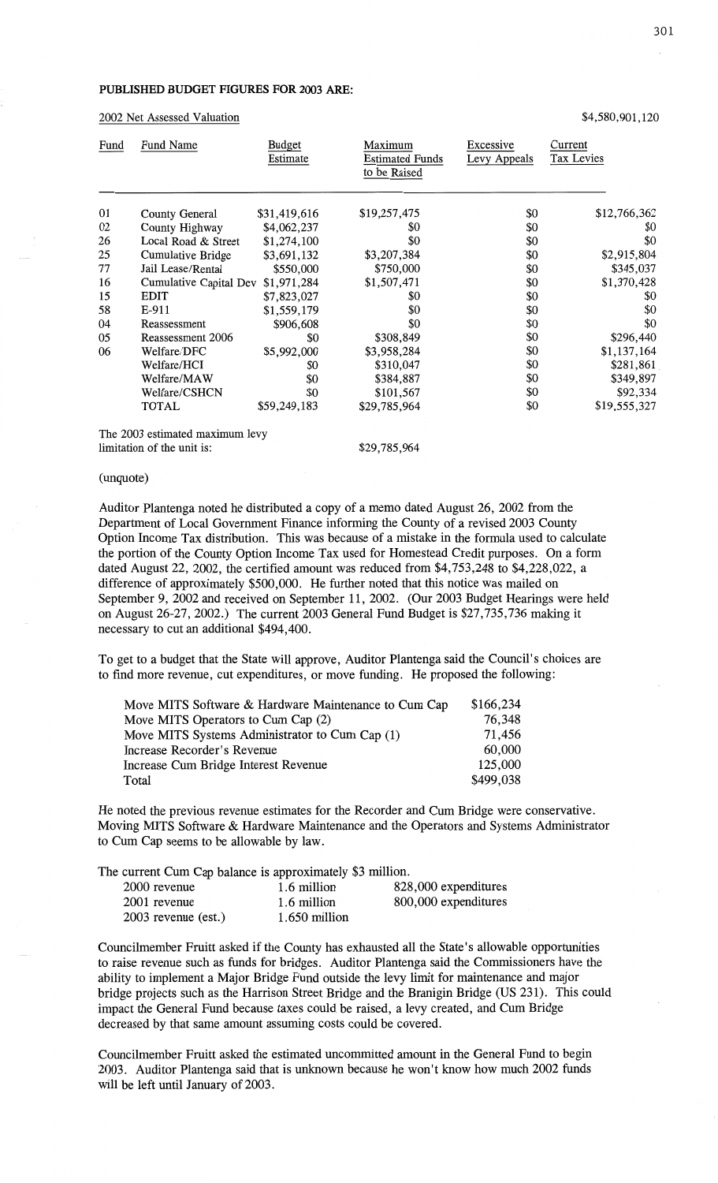**PUBLISHED BUDGET FIGURES FOR 2003 ARE:**

2002 Net Assessed Valuation $4,580,901,120

| Fund | Fund Name | Budget Estimate | Maximum Estimated Funds to be Raised | Excessive Levy Appeals | Current Tax Levies |
|---|---|---|---|---|---|
| 01 | County General | $31,419,616 | $19,257,475 | $0 | $12,766,362 |
| 02 | County Highway | $4,062,237 | $0 | $0 | $0 |
| 26 | Local Road & Street | $1,274,100 | $0 | $0 | $0 |
| 25 | Cumulative Bridge | $3,691,132 | $3,207,384 | $0 | $2,915,804 |
| 77 | Jail Lease/Rental | $550,000 | $750,000 | $0 | $345,037 |
| 16 | Cumulative Capital Dev | $1,971,284 | $1,507,471 | $0 | $1,370,428 |
| 15 | EDIT | $7,823,027 | $0 | $0 | $0 |
| 58 | E-911 | $1,559,179 | $0 | $0 | $0 |
| 04 | Reassessment | $906,608 | $0 | $0 | $0 |
| 05 | Reassessment 2006 | $0 | $308,849 | $0 | $296,440 |
| 06 | Welfare/DFC | $5,992,000 | $3,958,284 | $0 | $1,137,164 |
| | Welfare/HCI | $0 | $310,047 | $0 | $281,861 |
| | Welfare/MAW | $0 | $384,887 | $0 | $349,897 |
| | Welfare/CSHCN | $0 | $101,567 | $0 | $92,334 |
| | TOTAL | $59,249,183 | $29,785,964 | $0 | $19,555,327 |

The 2003 estimated maximum levy limitation of the unit is: $29,785,964

(unquote)

Auditor Plantenga noted he distributed a copy of a memo dated August 26, 2002 from the Department of Local Government Finance informing the County of a revised 2003 County Option Income Tax distribution. This was because of a mistake in the formula used to calculate the portion of the County Option Income Tax used for Homestead Credit purposes. On a form dated August 22, 2002, the certified amount was reduced from $4,753,248 to $4,228,022, a difference of approximately $500,000. He further noted that this notice was mailed on September 9, 2002 and received on September 11, 2002. (Our 2003 Budget Hearings were held on August 26-27, 2002.) The current 2003 General Fund Budget is $27,735,736 making it necessary to cut an additional $494,400.

To get to a budget that the State will approve, Auditor Plantenga said the Council's choices are to find more revenue, cut expenditures, or move funding. He proposed the following:

| | |
|---|---|
| Move MITS Software & Hardware Maintenance to Cum Cap | $166,234 |
| Move MITS Operators to Cum Cap (2) | 76,348 |
| Move MITS Systems Administrator to Cum Cap (1) | 71,456 |
| Increase Recorder's Revenue | 60,000 |
| Increase Cum Bridge Interest Revenue | 125,000 |
| Total | $499,038 |

He noted the previous revenue estimates for the Recorder and Cum Bridge were conservative. Moving MITS Software & Hardware Maintenance and the Operators and Systems Administrator to Cum Cap seems to be allowable by law.

The current Cum Cap balance is approximately $3 million.

| | | |
|---|---|---|
| 2000 revenue | 1.6 million | 828,000 expenditures |
| 2001 revenue | 1.6 million | 800,000 expenditures |
| 2003 revenue (est.) | 1.650 million | |

Councilmember Fruitt asked if the County has exhausted all the State's allowable opportunities to raise revenue such as funds for bridges. Auditor Plantenga said the Commissioners have the ability to implement a Major Bridge Fund outside the levy limit for maintenance and major bridge projects such as the Harrison Street Bridge and the Branigin Bridge (US 231). This could impact the General Fund because taxes could be raised, a levy created, and Cum Bridge decreased by that same amount assuming costs could be covered.

Councilmember Fruitt asked the estimated uncommitted amount in the General Fund to begin 2003. Auditor Plantenga said that is unknown because he won't know how much 2002 funds will be left until January of 2003.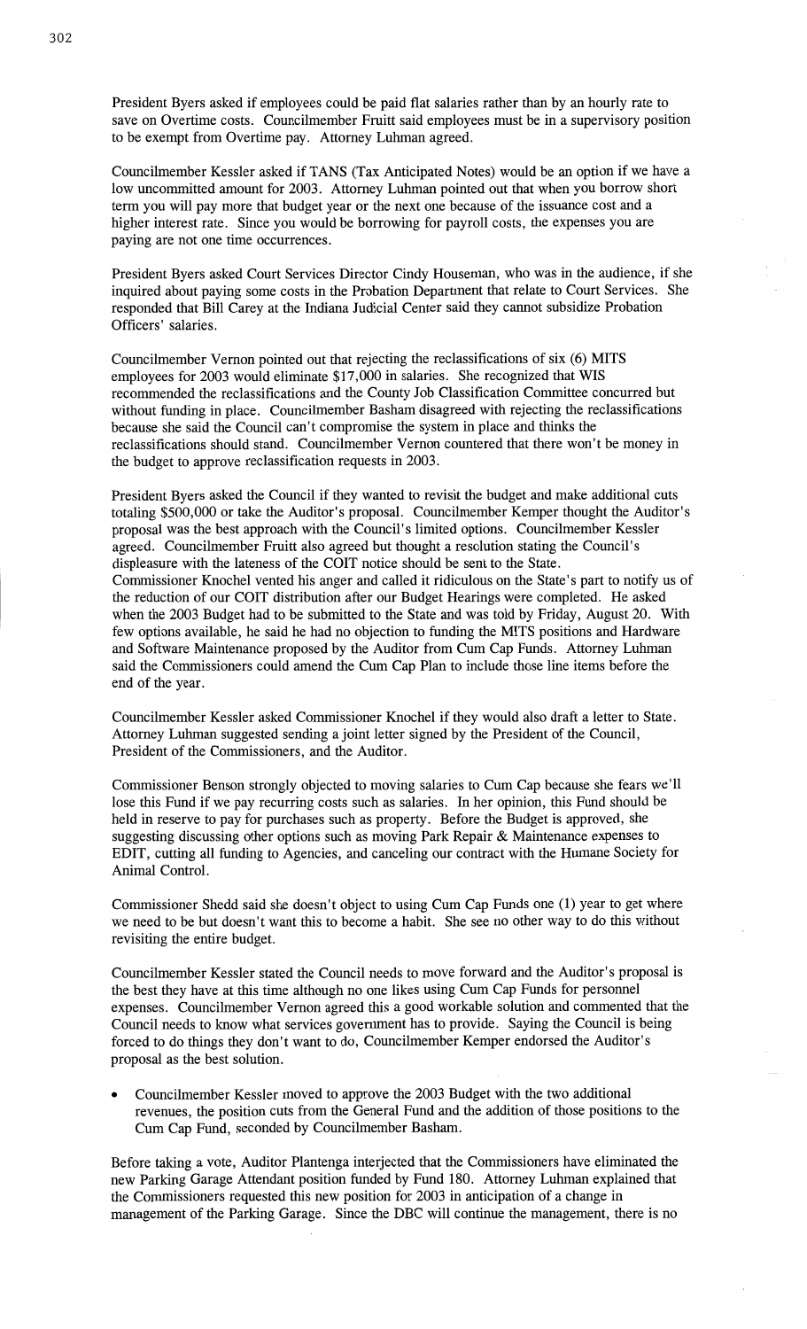President Byers asked if employees could be paid flat salaries rather than by an hourly rate to save on Overtime costs. Councilmember Fruitt said employees must be in a supervisory position to be exempt from Overtime pay. Attorney Luhman agreed.

Councilmember Kessler asked if TANS (Tax Anticipated Notes) would be an option if we have a low uncommitted amount for 2003. Attorney Luhman pointed out that when you borrow short term you will pay more that budget year or the next one because of the issuance cost and a higher interest rate. Since you would be borrowing for payroll costs, the expenses you are paying are not one time occurrences.

President Byers asked Court Services Director Cindy Houseman, who was in the audience, if she inquired about paying some costs in the Probation Department that relate to Court Services. She responded that Bill Carey at the Indiana Judicial Center said they cannot subsidize Probation Officers' salaries.

Councilmember Vernon pointed out that rejecting the reclassifications of six (6) MITS employees for 2003 would eliminate $17,000 in salaries. She recognized that WIS recommended the reclassifications and the County Job Classification Committee concurred but without funding in place. Councilmember Basham disagreed with rejecting the reclassifications because she said the Council can't compromise the system in place and thinks the reclassifications should stand. Councilmember Vernon countered that there won't be money in the budget to approve reclassification requests in 2003.

President Byers asked the Council if they wanted to revisit the budget and make additional cuts totaling $500,000 or take the Auditor's proposal. Councilmember Kemper thought the Auditor's proposal was the best approach with the Council's limited options. Councilmember Kessler agreed. Councilmember Fruitt also agreed but thought a resolution stating the Council's displeasure with the lateness of the COIT notice should be sent to the State.
Commissioner Knochel vented his anger and called it ridiculous on the State's part to notify us of the reduction of our COIT distribution after our Budget Hearings were completed. He asked when the 2003 Budget had to be submitted to the State and was told by Friday, August 20. With few options available, he said he had no objection to funding the MITS positions and Hardware and Software Maintenance proposed by the Auditor from Cum Cap Funds. Attorney Luhman said the Commissioners could amend the Cum Cap Plan to include those line items before the end of the year.

Councilmember Kessler asked Commissioner Knochel if they would also draft a letter to State. Attorney Luhman suggested sending a joint letter signed by the President of the Council, President of the Commissioners, and the Auditor.

Commissioner Benson strongly objected to moving salaries to Cum Cap because she fears we'll lose this Fund if we pay recurring costs such as salaries. In her opinion, this Fund should be held in reserve to pay for purchases such as property. Before the Budget is approved, she suggesting discussing other options such as moving Park Repair & Maintenance expenses to EDIT, cutting all funding to Agencies, and canceling our contract with the Humane Society for Animal Control.

Commissioner Shedd said she doesn't object to using Cum Cap Funds one (1) year to get where we need to be but doesn't want this to become a habit. She see no other way to do this without revisiting the entire budget.

Councilmember Kessler stated the Council needs to move forward and the Auditor's proposal is the best they have at this time although no one likes using Cum Cap Funds for personnel expenses. Councilmember Vernon agreed this a good workable solution and commented that the Council needs to know what services government has to provide. Saying the Council is being forced to do things they don't want to do, Councilmember Kemper endorsed the Auditor's proposal as the best solution.

- Councilmember Kessler moved to approve the 2003 Budget with the two additional revenues, the position cuts from the General Fund and the addition of those positions to the Cum Cap Fund, seconded by Councilmember Basham.

Before taking a vote, Auditor Plantenga interjected that the Commissioners have eliminated the new Parking Garage Attendant position funded by Fund 180. Attorney Luhman explained that the Commissioners requested this new position for 2003 in anticipation of a change in management of the Parking Garage. Since the DBC will continue the management, there is no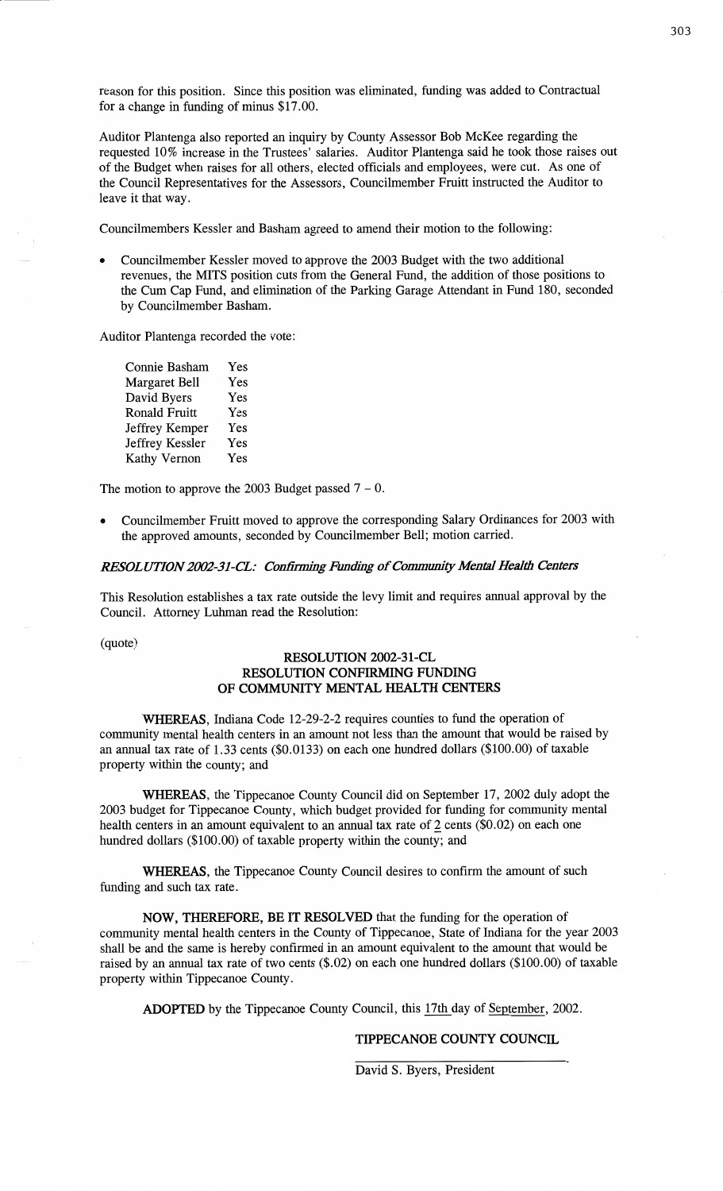reason for this position. Since this position was eliminated, funding was added to Contractual for a change in funding of minus $17.00.

Auditor Plantenga also reported an inquiry by County Assessor Bob McKee regarding the requested 10% increase in the Trustees' salaries. Auditor Plantenga said he took those raises out of the Budget when raises for all others, elected officials and employees, were cut. As one of the Council Representatives for the Assessors, Councilmember Fruitt instructed the Auditor to leave it that way.

Councilmembers Kessler and Basham agreed to amend their motion to the following:

- Councilmember Kessler moved to approve the 2003 Budget with the two additional revenues, the MITS position cuts from the General Fund, the addition of those positions to the Cum Cap Fund, and elimination of the Parking Garage Attendant in Fund 180, seconded by Councilmember Basham.

Auditor Plantenga recorded the vote:

| | |
|---|---|
| Connie Basham | Yes |
| Margaret Bell | Yes |
| David Byers | Yes |
| Ronald Fruitt | Yes |
| Jeffrey Kemper | Yes |
| Jeffrey Kessler | Yes |
| Kathy Vernon | Yes |

The motion to approve the 2003 Budget passed 7 – 0.

- Councilmember Fruitt moved to approve the corresponding Salary Ordinances for 2003 with the approved amounts, seconded by Councilmember Bell; motion carried.

***RESOLUTION 2002-31-CL: Confirming Funding of Community Mental Health Centers***

This Resolution establishes a tax rate outside the levy limit and requires annual approval by the Council. Attorney Luhman read the Resolution:

(quote)

**RESOLUTION 2002-31-CL**
**RESOLUTION CONFIRMING FUNDING**
**OF COMMUNITY MENTAL HEALTH CENTERS**

**WHEREAS**, Indiana Code 12-29-2-2 requires counties to fund the operation of community mental health centers in an amount not less than the amount that would be raised by an annual tax rate of 1.33 cents ($0.0133) on each one hundred dollars ($100.00) of taxable property within the county; and

**WHEREAS**, the Tippecanoe County Council did on September 17, 2002 duly adopt the 2003 budget for Tippecanoe County, which budget provided for funding for community mental health centers in an amount equivalent to an annual tax rate of 2 cents ($0.02) on each one hundred dollars ($100.00) of taxable property within the county; and

**WHEREAS**, the Tippecanoe County Council desires to confirm the amount of such funding and such tax rate.

**NOW, THEREFORE, BE IT RESOLVED** that the funding for the operation of community mental health centers in the County of Tippecanoe, State of Indiana for the year 2003 shall be and the same is hereby confirmed in an amount equivalent to the amount that would be raised by an annual tax rate of two cents ($.02) on each one hundred dollars ($100.00) of taxable property within Tippecanoe County.

**ADOPTED** by the Tippecanoe County Council, this 17th day of September, 2002.

**TIPPECANOE COUNTY COUNCIL**

David S. Byers, President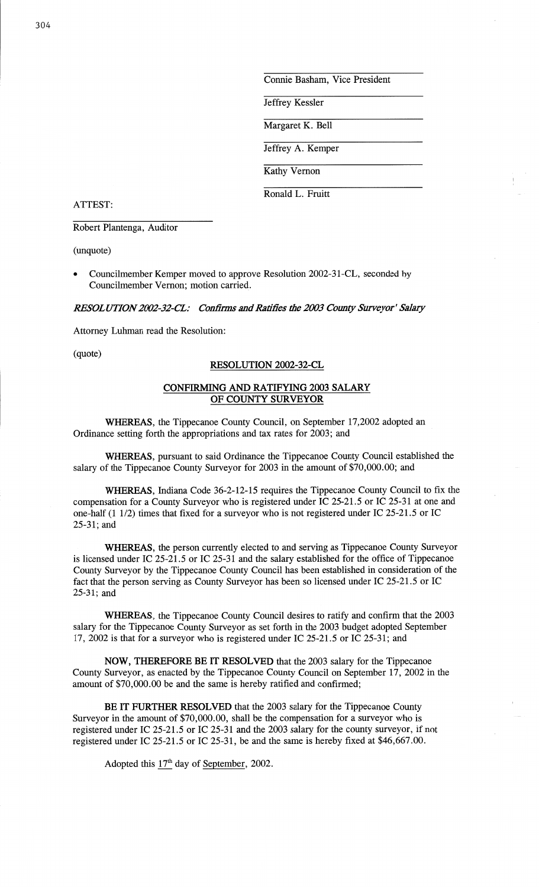Connie Basham, Vice President

Jeffrey Kessler

Margaret K. Bell

Jeffrey A. Kemper

Kathy Vernon

Ronald L. Fruitt

ATTEST:

Robert Plantenga, Auditor

(unquote)

- Councilmember Kemper moved to approve Resolution 2002-31-CL, seconded by Councilmember Vernon; motion carried.

***RESOLUTION 2002-32-CL: Confirms and Ratifies the 2003 County Surveyor' Salary***

Attorney Luhman read the Resolution:

(quote)

**RESOLUTION 2002-32-CL**

**CONFIRMING AND RATIFYING 2003 SALARY OF COUNTY SURVEYOR**

**WHEREAS**, the Tippecanoe County Council, on September 17,2002 adopted an Ordinance setting forth the appropriations and tax rates for 2003; and

**WHEREAS**, pursuant to said Ordinance the Tippecanoe County Council established the salary of the Tippecanoe County Surveyor for 2003 in the amount of $70,000.00; and

**WHEREAS**, Indiana Code 36-2-12-15 requires the Tippecanoe County Council to fix the compensation for a County Surveyor who is registered under IC 25-21.5 or IC 25-31 at one and one-half (1 1/2) times that fixed for a surveyor who is not registered under IC 25-21.5 or IC 25-31; and

**WHEREAS**, the person currently elected to and serving as Tippecanoe County Surveyor is licensed under IC 25-21.5 or IC 25-31 and the salary established for the office of Tippecanoe County Surveyor by the Tippecanoe County Council has been established in consideration of the fact that the person serving as County Surveyor has been so licensed under IC 25-21.5 or IC 25-31; and

**WHEREAS**, the Tippecanoe County Council desires to ratify and confirm that the 2003 salary for the Tippecanoe County Surveyor as set forth in the 2003 budget adopted September 17, 2002 is that for a surveyor who is registered under IC 25-21.5 or IC 25-31; and

**NOW, THEREFORE BE IT RESOLVED** that the 2003 salary for the Tippecanoe County Surveyor, as enacted by the Tippecanoe County Council on September 17, 2002 in the amount of $70,000.00 be and the same is hereby ratified and confirmed;

**BE IT FURTHER RESOLVED** that the 2003 salary for the Tippecanoe County Surveyor in the amount of $70,000.00, shall be the compensation for a surveyor who is registered under IC 25-21.5 or IC 25-31 and the 2003 salary for the county surveyor, if not registered under IC 25-21.5 or IC 25-31, be and the same is hereby fixed at $46,667.00.

Adopted this 17th day of September, 2002.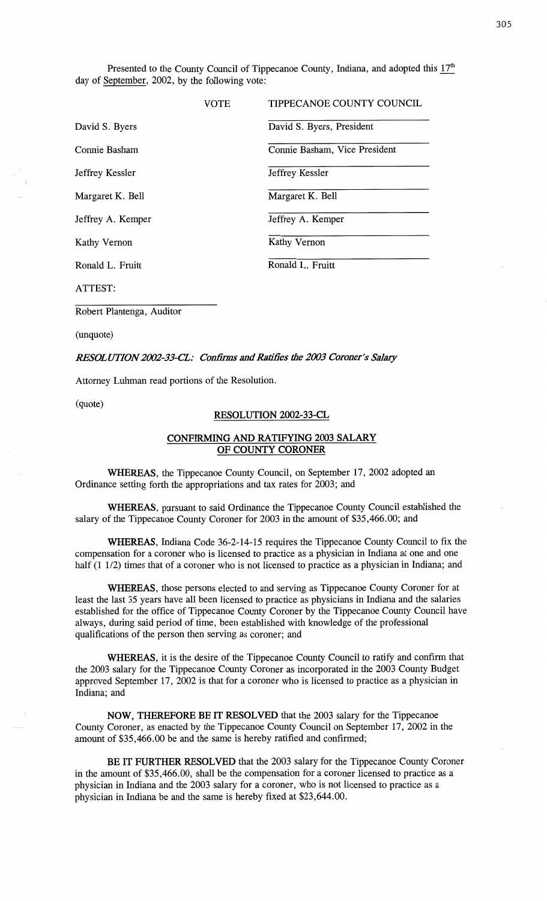Presented to the County Council of Tippecanoe County, Indiana, and adopted this 17th day of September, 2002, by the following vote:

| | VOTE | TIPPECANOE COUNTY COUNCIL |
|---|---|---|
| David S. Byers | | David S. Byers, President |
| Connie Basham | | Connie Basham, Vice President |
| Jeffrey Kessler | | Jeffrey Kessler |
| Margaret K. Bell | | Margaret K. Bell |
| Jeffrey A. Kemper | | Jeffrey A. Kemper |
| Kathy Vernon | | Kathy Vernon |
| Ronald L. Fruitt | | Ronald L. Fruitt |

ATTEST:

Robert Plantenga, Auditor

(unquote)

***RESOLUTION 2002-33-CL: Confirms and Ratifies the 2003 Coroner's Salary***

Attorney Luhman read portions of the Resolution.

(quote)

**RESOLUTION 2002-33-CL**

**CONFIRMING AND RATIFYING 2003 SALARY OF COUNTY CORONER**

**WHEREAS**, the Tippecanoe County Council, on September 17, 2002 adopted an Ordinance setting forth the appropriations and tax rates for 2003; and

**WHEREAS**, pursuant to said Ordinance the Tippecanoe County Council established the salary of the Tippecanoe County Coroner for 2003 in the amount of $35,466.00; and

**WHEREAS**, Indiana Code 36-2-14-15 requires the Tippecanoe County Council to fix the compensation for a coroner who is licensed to practice as a physician in Indiana at one and one half (1 1/2) times that of a coroner who is not licensed to practice as a physician in Indiana; and

**WHEREAS**, those persons elected to and serving as Tippecanoe County Coroner for at least the last 35 years have all been licensed to practice as physicians in Indiana and the salaries established for the office of Tippecanoe County Coroner by the Tippecanoe County Council have always, during said period of time, been established with knowledge of the professional qualifications of the person then serving as coroner; and

**WHEREAS**, it is the desire of the Tippecanoe County Council to ratify and confirm that the 2003 salary for the Tippecanoe County Coroner as incorporated in the 2003 County Budget approved September 17, 2002 is that for a coroner who is licensed to practice as a physician in Indiana; and

**NOW, THEREFORE BE IT RESOLVED** that the 2003 salary for the Tippecanoe County Coroner, as enacted by the Tippecanoe County Council on September 17, 2002 in the amount of $35,466.00 be and the same is hereby ratified and confirmed;

**BE IT FURTHER RESOLVED** that the 2003 salary for the Tippecanoe County Coroner in the amount of $35,466.00, shall be the compensation for a coroner licensed to practice as a physician in Indiana and the 2003 salary for a coroner, who is not licensed to practice as a physician in Indiana be and the same is hereby fixed at $23,644.00.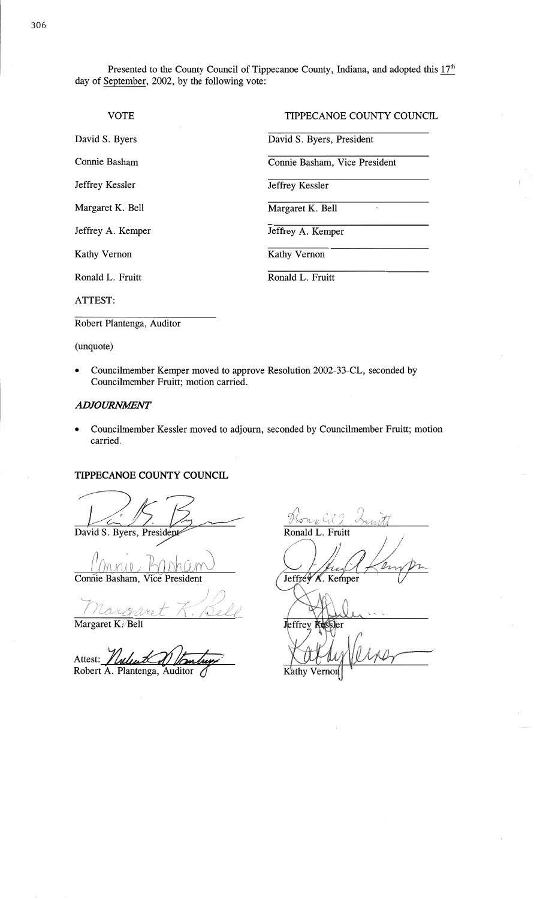Presented to the County Council of Tippecanoe County, Indiana, and adopted this 17th day of September, 2002, by the following vote:

| VOTE | TIPPECANOE COUNTY COUNCIL |
|---|---|
| David S. Byers | David S. Byers, President |
| Connie Basham | Connie Basham, Vice President |
| Jeffrey Kessler | Jeffrey Kessler |
| Margaret K. Bell | Margaret K. Bell |
| Jeffrey A. Kemper | Jeffrey A. Kemper |
| Kathy Vernon | Kathy Vernon |
| Ronald L. Fruitt | Ronald L. Fruitt |

ATTEST:

Robert Plantenga, Auditor

(unquote)

- Councilmember Kemper moved to approve Resolution 2002-33-CL, seconded by Councilmember Fruitt; motion carried.

### *ADJOURNMENT*

- Councilmember Kessler moved to adjourn, seconded by Councilmember Fruitt; motion carried.

**TIPPECANOE COUNTY COUNCIL**

David S. Byers, President

Connie Basham, Vice President

Margaret K. Bell

Attest: Robert A. Plantenga, Auditor

Ronald L. Fruitt

Jeffrey A. Kemper

Jeffrey Kessler

Kathy Vernon